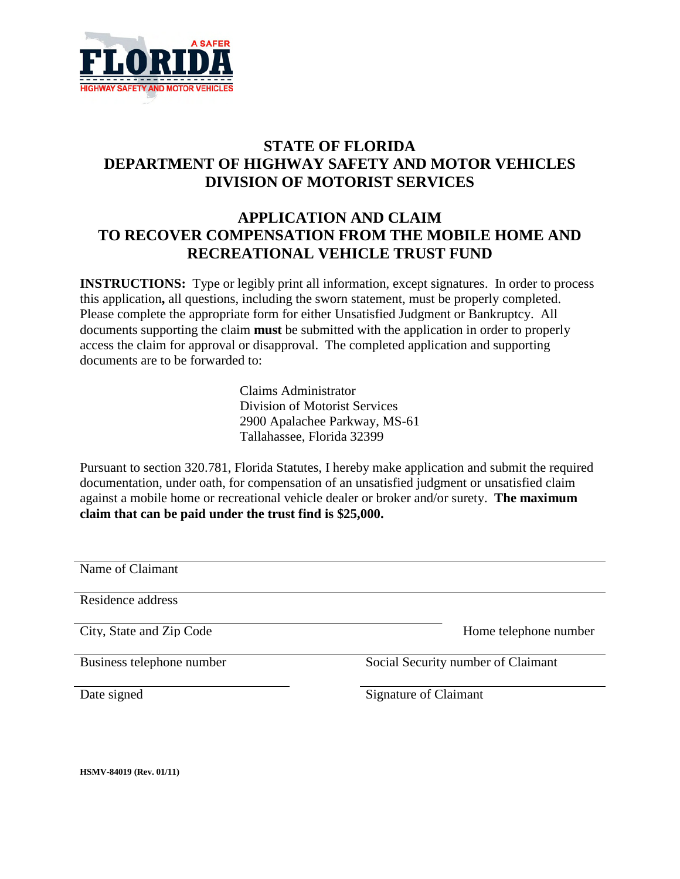A SAFER
FLORIDA
HIGHWAY SAFETY AND MOTOR VEHICLES

# STATE OF FLORIDA
# DEPARTMENT OF HIGHWAY SAFETY AND MOTOR VEHICLES
# DIVISION OF MOTORIST SERVICES

## APPLICATION AND CLAIM TO RECOVER COMPENSATION FROM THE MOBILE HOME AND RECREATIONAL VEHICLE TRUST FUND

**INSTRUCTIONS:** Type or legibly print all information, except signatures. In order to process this application**,** all questions, including the sworn statement, must be properly completed. Please complete the appropriate form for either Unsatisfied Judgment or Bankruptcy. All documents supporting the claim **must** be submitted with the application in order to properly access the claim for approval or disapproval. The completed application and supporting documents are to be forwarded to:

Claims Administrator
Division of Motorist Services
2900 Apalachee Parkway, MS-61
Tallahassee, Florida 32399

Pursuant to section 320.781, Florida Statutes, I hereby make application and submit the required documentation, under oath, for compensation of an unsatisfied judgment or unsatisfied claim against a mobile home or recreational vehicle dealer or broker and/or surety. **The maximum claim that can be paid under the trust find is $25,000.**

Name of Claimant

Residence address

City, State and Zip Code | Home telephone number

Business telephone number | Social Security number of Claimant

Date signed | Signature of Claimant

HSMV-84019 (Rev. 01/11)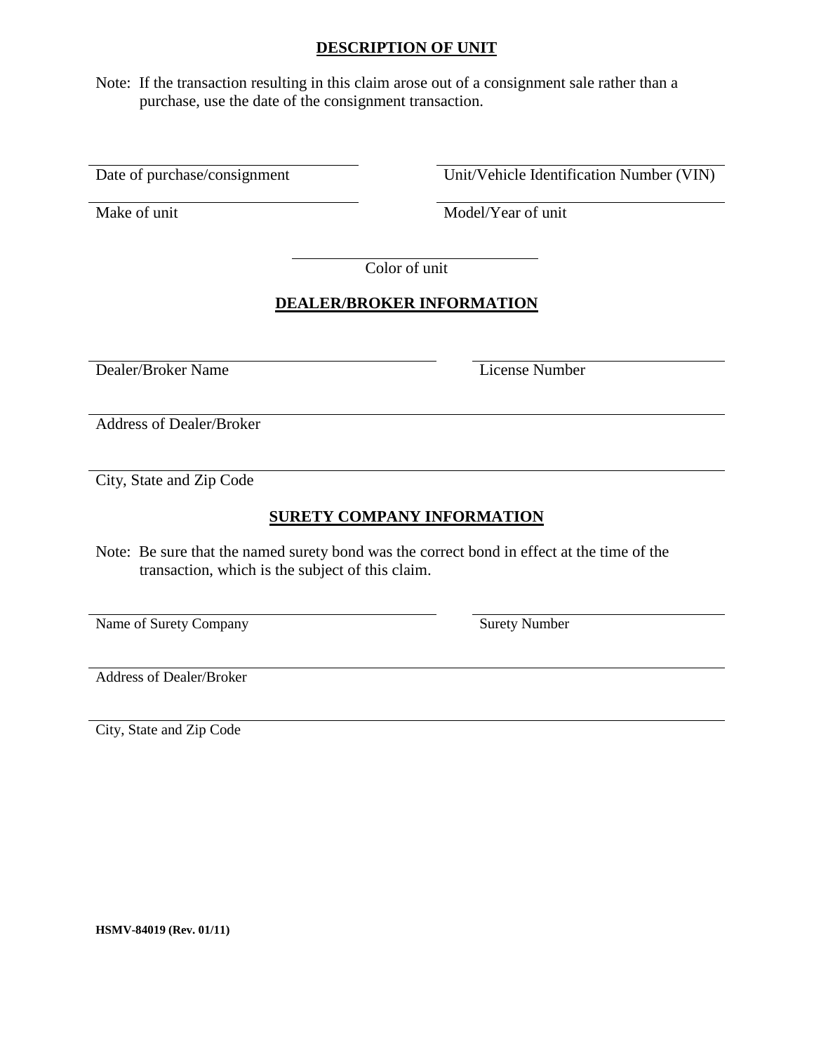## DESCRIPTION OF UNIT

Note: If the transaction resulting in this claim arose out of a consignment sale rather than a purchase, use the date of the consignment transaction.

Date of purchase/consignment ______________________ Unit/Vehicle Identification Number (VIN) ______________________

Make of unit ______________________ Model/Year of unit ______________________

Color of unit ______________________

## DEALER/BROKER INFORMATION

Dealer/Broker Name ______________________ License Number ______________________

Address of Dealer/Broker ______________________

City, State and Zip Code ______________________

## SURETY COMPANY INFORMATION

Note: Be sure that the named surety bond was the correct bond in effect at the time of the transaction, which is the subject of this claim.

Name of Surety Company ______________________ Surety Number ______________________

Address of Dealer/Broker ______________________

City, State and Zip Code ______________________

**HSMV-84019 (Rev. 01/11)**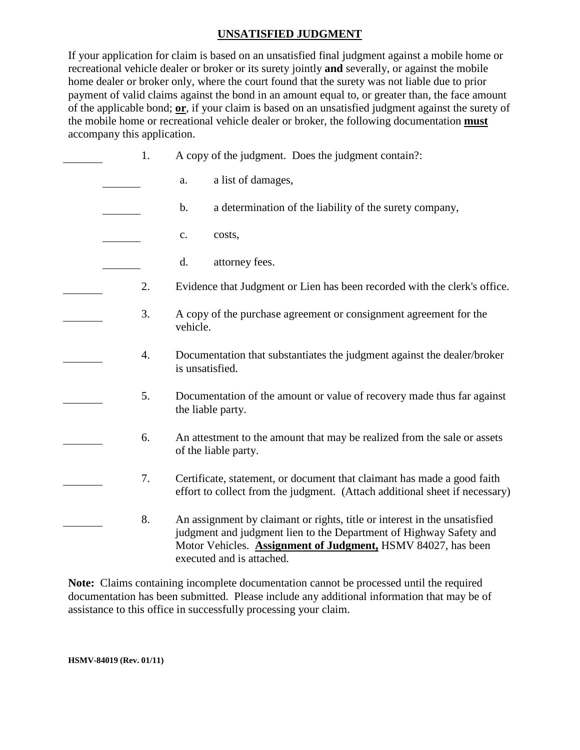## UNSATISFIED JUDGMENT

If your application for claim is based on an unsatisfied final judgment against a mobile home or recreational vehicle dealer or broker or its surety jointly **and** severally, or against the mobile home dealer or broker only, where the court found that the surety was not liable due to prior payment of valid claims against the bond in an amount equal to, or greater than, the face amount of the applicable bond; **or**, if your claim is based on an unsatisfied judgment against the surety of the mobile home or recreational vehicle dealer or broker, the following documentation **must** accompany this application.

_______ 1. A copy of the judgment. Does the judgment contain?:

- _______ a. a list of damages,
- _______ b. a determination of the liability of the surety company,
- _______ c. costs,
- _______ d. attorney fees.

_______ 2. Evidence that Judgment or Lien has been recorded with the clerk's office.

_______ 3. A copy of the purchase agreement or consignment agreement for the vehicle.

_______ 4. Documentation that substantiates the judgment against the dealer/broker is unsatisfied.

_______ 5. Documentation of the amount or value of recovery made thus far against the liable party.

_______ 6. An attestment to the amount that may be realized from the sale or assets of the liable party.

_______ 7. Certificate, statement, or document that claimant has made a good faith effort to collect from the judgment. (Attach additional sheet if necessary)

_______ 8. An assignment by claimant or rights, title or interest in the unsatisfied judgment and judgment lien to the Department of Highway Safety and Motor Vehicles. **Assignment of Judgment,** HSMV 84027, has been executed and is attached.

**Note:** Claims containing incomplete documentation cannot be processed until the required documentation has been submitted. Please include any additional information that may be of assistance to this office in successfully processing your claim.

**HSMV-84019 (Rev. 01/11)**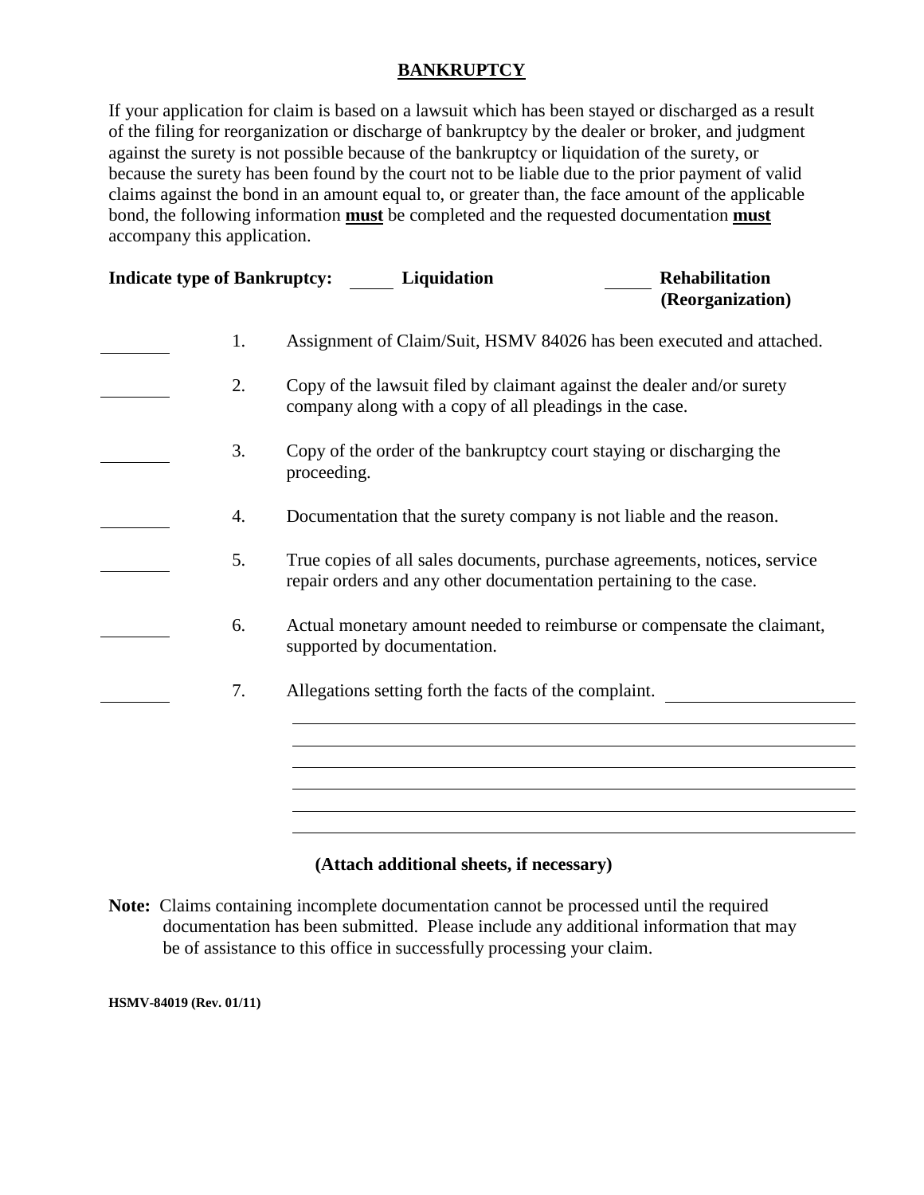# BANKRUPTCY

If your application for claim is based on a lawsuit which has been stayed or discharged as a result of the filing for reorganization or discharge of bankruptcy by the dealer or broker, and judgment against the surety is not possible because of the bankruptcy or liquidation of the surety, or because the surety has been found by the court not to be liable due to the prior payment of valid claims against the bond in an amount equal to, or greater than, the face amount of the applicable bond, the following information **must** be completed and the requested documentation **must** accompany this application.

**Indicate type of Bankruptcy:** _____ **Liquidation** _____ **Rehabilitation (Reorganization)**

_______ 1. Assignment of Claim/Suit, HSMV 84026 has been executed and attached.

_______ 2. Copy of the lawsuit filed by claimant against the dealer and/or surety company along with a copy of all pleadings in the case.

_______ 3. Copy of the order of the bankruptcy court staying or discharging the proceeding.

_______ 4. Documentation that the surety company is not liable and the reason.

_______ 5. True copies of all sales documents, purchase agreements, notices, service repair orders and any other documentation pertaining to the case.

_______ 6. Actual monetary amount needed to reimburse or compensate the claimant, supported by documentation.

_______ 7. Allegations setting forth the facts of the complaint. ____________________

______________________________________________________________________

______________________________________________________________________

______________________________________________________________________

______________________________________________________________________

______________________________________________________________________

______________________________________________________________________

**(Attach additional sheets, if necessary)**

**Note:** Claims containing incomplete documentation cannot be processed until the required documentation has been submitted. Please include any additional information that may be of assistance to this office in successfully processing your claim.

**HSMV-84019 (Rev. 01/11)**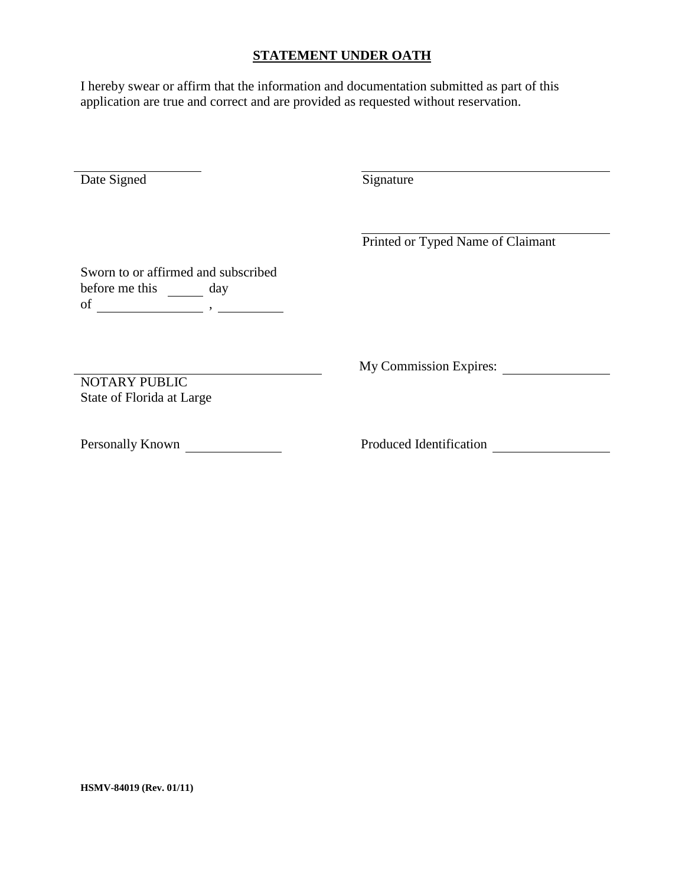## STATEMENT UNDER OATH

I hereby swear or affirm that the information and documentation submitted as part of this application are true and correct and are provided as requested without reservation.

| | |
|---|---|
| ____________________ | ________________________________________ |
| Date Signed | Signature |
| | ________________________________________ |
| | Printed or Typed Name of Claimant |

Sworn to or affirmed and subscribed before me this _____ day of ________________ , __________

________________________________________
NOTARY PUBLIC
State of Florida at Large

My Commission Expires: ________________

Personally Known ______________

Produced Identification ________________

**HSMV-84019 (Rev. 01/11)**